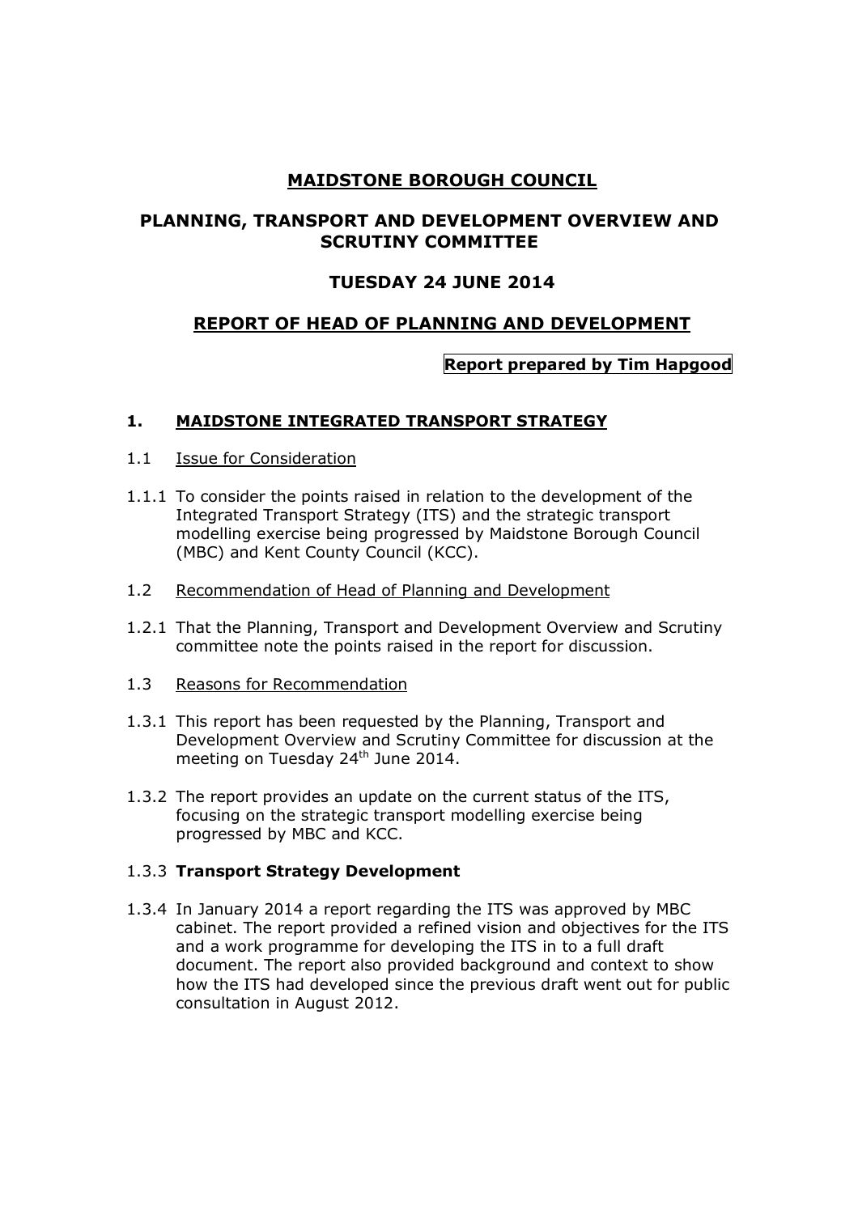# MAIDSTONE BOROUGH COUNCIL

## PLANNING, TRANSPORT AND DEVELOPMENT OVERVIEW AND SCRUTINY COMMITTEE

## TUESDAY 24 JUNE 2014

## REPORT OF HEAD OF PLANNING AND DEVELOPMENT

**Report prepared by Tim Hapgood**

### 1. MAIDSTONE INTEGRATED TRANSPORT STRATEGY

1.1 Issue for Consideration

1.1.1 To consider the points raised in relation to the development of the Integrated Transport Strategy (ITS) and the strategic transport modelling exercise being progressed by Maidstone Borough Council (MBC) and Kent County Council (KCC).

1.2 Recommendation of Head of Planning and Development

1.2.1 That the Planning, Transport and Development Overview and Scrutiny committee note the points raised in the report for discussion.

1.3 Reasons for Recommendation

1.3.1 This report has been requested by the Planning, Transport and Development Overview and Scrutiny Committee for discussion at the meeting on Tuesday 24th June 2014.

1.3.2 The report provides an update on the current status of the ITS, focusing on the strategic transport modelling exercise being progressed by MBC and KCC.

1.3.3 **Transport Strategy Development**

1.3.4 In January 2014 a report regarding the ITS was approved by MBC cabinet. The report provided a refined vision and objectives for the ITS and a work programme for developing the ITS in to a full draft document. The report also provided background and context to show how the ITS had developed since the previous draft went out for public consultation in August 2012.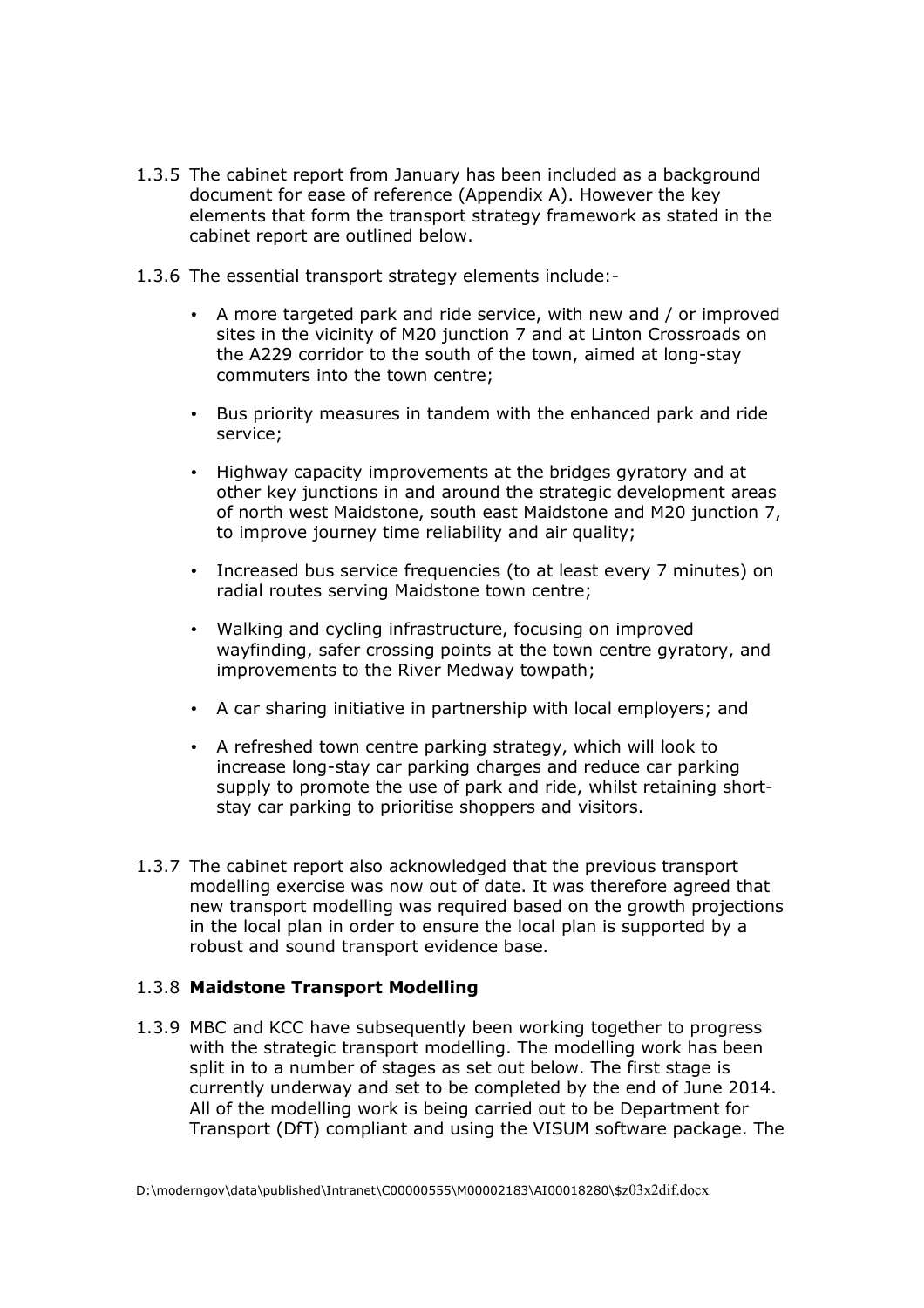1.3.5 The cabinet report from January has been included as a background document for ease of reference (Appendix A). However the key elements that form the transport strategy framework as stated in the cabinet report are outlined below.

1.3.6 The essential transport strategy elements include:-

- A more targeted park and ride service, with new and / or improved sites in the vicinity of M20 junction 7 and at Linton Crossroads on the A229 corridor to the south of the town, aimed at long-stay commuters into the town centre;
- Bus priority measures in tandem with the enhanced park and ride service;
- Highway capacity improvements at the bridges gyratory and at other key junctions in and around the strategic development areas of north west Maidstone, south east Maidstone and M20 junction 7, to improve journey time reliability and air quality;
- Increased bus service frequencies (to at least every 7 minutes) on radial routes serving Maidstone town centre;
- Walking and cycling infrastructure, focusing on improved wayfinding, safer crossing points at the town centre gyratory, and improvements to the River Medway towpath;
- A car sharing initiative in partnership with local employers; and
- A refreshed town centre parking strategy, which will look to increase long-stay car parking charges and reduce car parking supply to promote the use of park and ride, whilst retaining short-stay car parking to prioritise shoppers and visitors.

1.3.7 The cabinet report also acknowledged that the previous transport modelling exercise was now out of date. It was therefore agreed that new transport modelling was required based on the growth projections in the local plan in order to ensure the local plan is supported by a robust and sound transport evidence base.

1.3.8 **Maidstone Transport Modelling**

1.3.9 MBC and KCC have subsequently been working together to progress with the strategic transport modelling. The modelling work has been split in to a number of stages as set out below. The first stage is currently underway and set to be completed by the end of June 2014. All of the modelling work is being carried out to be Department for Transport (DfT) compliant and using the VISUM software package. The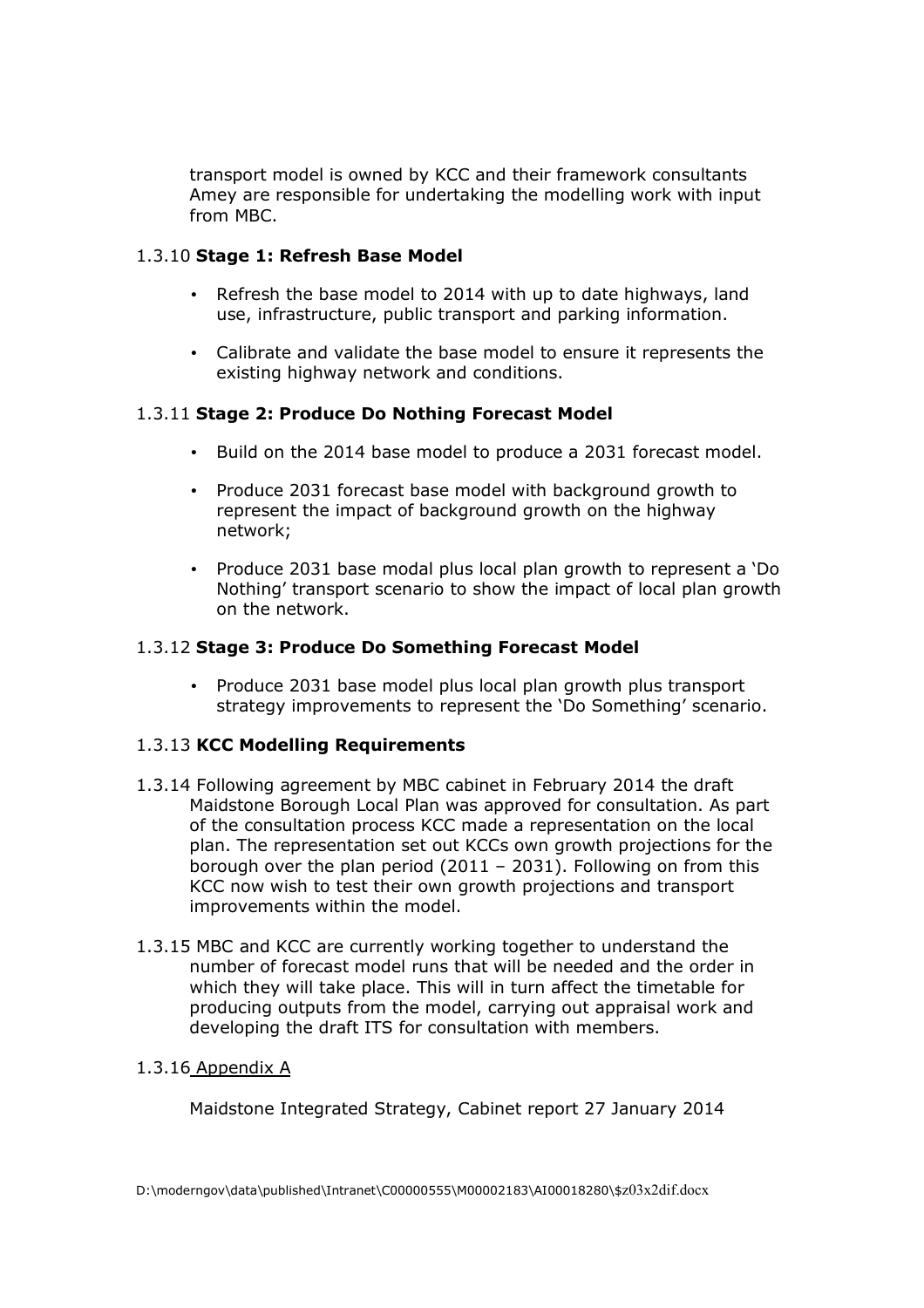transport model is owned by KCC and their framework consultants Amey are responsible for undertaking the modelling work with input from MBC.

1.3.10 **Stage 1: Refresh Base Model**

- Refresh the base model to 2014 with up to date highways, land use, infrastructure, public transport and parking information.
- Calibrate and validate the base model to ensure it represents the existing highway network and conditions.

1.3.11 **Stage 2: Produce Do Nothing Forecast Model**

- Build on the 2014 base model to produce a 2031 forecast model.
- Produce 2031 forecast base model with background growth to represent the impact of background growth on the highway network;
- Produce 2031 base modal plus local plan growth to represent a 'Do Nothing' transport scenario to show the impact of local plan growth on the network.

1.3.12 **Stage 3: Produce Do Something Forecast Model**

- Produce 2031 base model plus local plan growth plus transport strategy improvements to represent the 'Do Something' scenario.

1.3.13 **KCC Modelling Requirements**

1.3.14 Following agreement by MBC cabinet in February 2014 the draft Maidstone Borough Local Plan was approved for consultation. As part of the consultation process KCC made a representation on the local plan. The representation set out KCCs own growth projections for the borough over the plan period (2011 – 2031). Following on from this KCC now wish to test their own growth projections and transport improvements within the model.

1.3.15 MBC and KCC are currently working together to understand the number of forecast model runs that will be needed and the order in which they will take place. This will in turn affect the timetable for producing outputs from the model, carrying out appraisal work and developing the draft ITS for consultation with members.

1.3.16 Appendix A

Maidstone Integrated Strategy, Cabinet report 27 January 2014